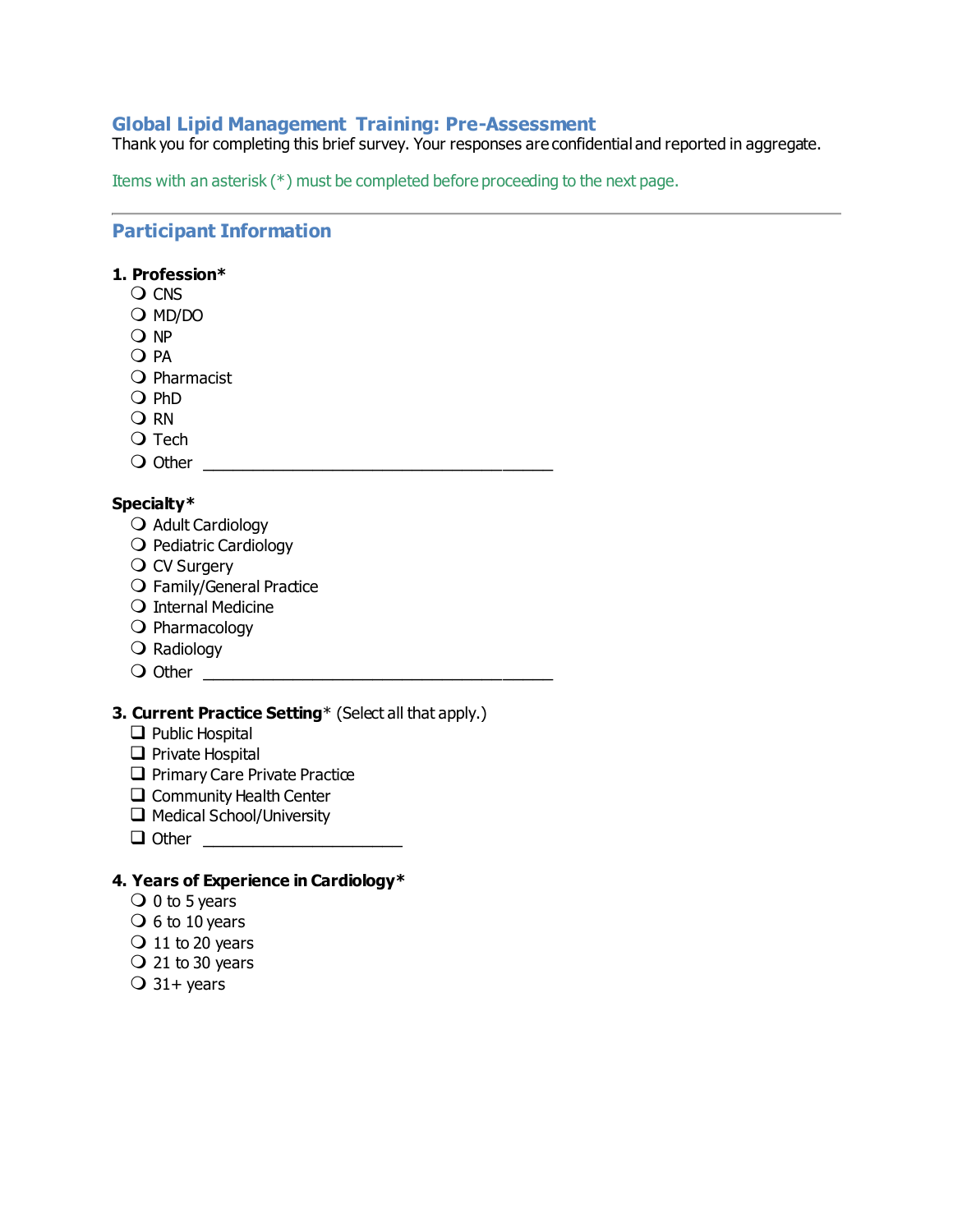## Global Lipid Management Training: Pre-Assessment

Thank you for completing this brief survey. Your responses are confidential and reported in aggregate.

Items with an asterisk (*) must be completed before proceeding to the next page.

---

## Participant Information

**1. Profession***

- ❍ CNS
- ❍ MD/DO
- ❍ NP
- ❍ PA
- ❍ Pharmacist
- ❍ PhD
- ❍ RN
- ❍ Tech
- ❍ Other ________________________________________

**Specialty***

- ❍ Adult Cardiology
- ❍ Pediatric Cardiology
- ❍ CV Surgery
- ❍ Family/General Practice
- ❍ Internal Medicine
- ❍ Pharmacology
- ❍ Radiology
- ❍ Other ________________________________________

**3. Current Practice Setting*** (Select all that apply.)

- ❑ Public Hospital
- ❑ Private Hospital
- ❑ Primary Care Private Practice
- ❑ Community Health Center
- ❑ Medical School/University
- ❑ Other ______________________

**4. Years of Experience in Cardiology***

- ❍ 0 to 5 years
- ❍ 6 to 10 years
- ❍ 11 to 20 years
- ❍ 21 to 30 years
- ❍ 31+ years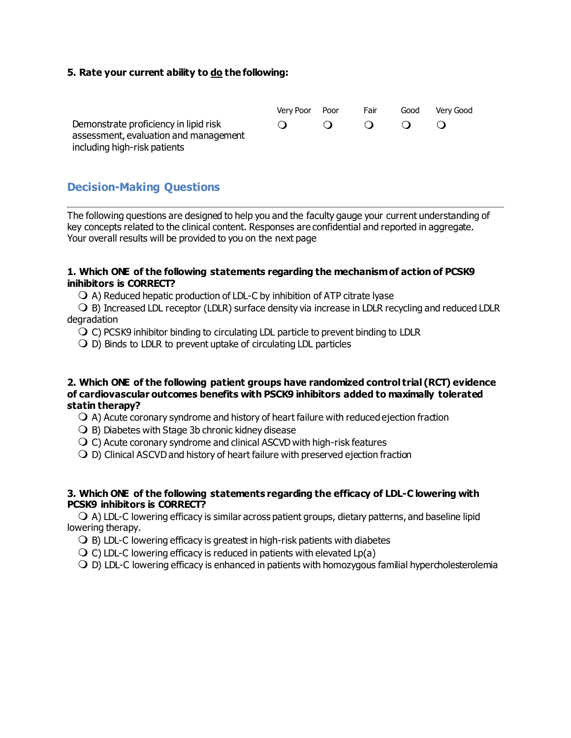**5. Rate your current ability to <u>do</u> the following:**

| | Very Poor | Poor | Fair | Good | Very Good |
|---|---|---|---|---|---|
| Demonstrate proficiency in lipid risk assessment, evaluation and management including high-risk patients | ❍ | ❍ | ❍ | ❍ | ❍ |

## Decision-Making Questions

The following questions are designed to help you and the faculty gauge your current understanding of key concepts related to the clinical content. Responses are confidential and reported in aggregate. Your overall results will be provided to you on the next page

**1. Which ONE of the following statements regarding the mechanism of action of PCSK9 inihibitors is CORRECT?**

- ❍ A) Reduced hepatic production of LDL-C by inhibition of ATP citrate lyase
- ❍ B) Increased LDL receptor (LDLR) surface density via increase in LDLR recycling and reduced LDLR degradation
- ❍ C) PCSK9 inhibitor binding to circulating LDL particle to prevent binding to LDLR
- ❍ D) Binds to LDLR to prevent uptake of circulating LDL particles

**2. Which ONE of the following patient groups have randomized control trial (RCT) evidence of cardiovascular outcomes benefits with PSCK9 inhibitors added to maximally tolerated statin therapy?**

- ❍ A) Acute coronary syndrome and history of heart failure with reduced ejection fraction
- ❍ B) Diabetes with Stage 3b chronic kidney disease
- ❍ C) Acute coronary syndrome and clinical ASCVD with high-risk features
- ❍ D) Clinical ASCVD and history of heart failure with preserved ejection fraction

**3. Which ONE of the following statements regarding the efficacy of LDL-C lowering with PCSK9 inhibitors is CORRECT?**

- ❍ A) LDL-C lowering efficacy is similar across patient groups, dietary patterns, and baseline lipid lowering therapy.
- ❍ B) LDL-C lowering efficacy is greatest in high-risk patients with diabetes
- ❍ C) LDL-C lowering efficacy is reduced in patients with elevated Lp(a)
- ❍ D) LDL-C lowering efficacy is enhanced in patients with homozygous familial hypercholesterolemia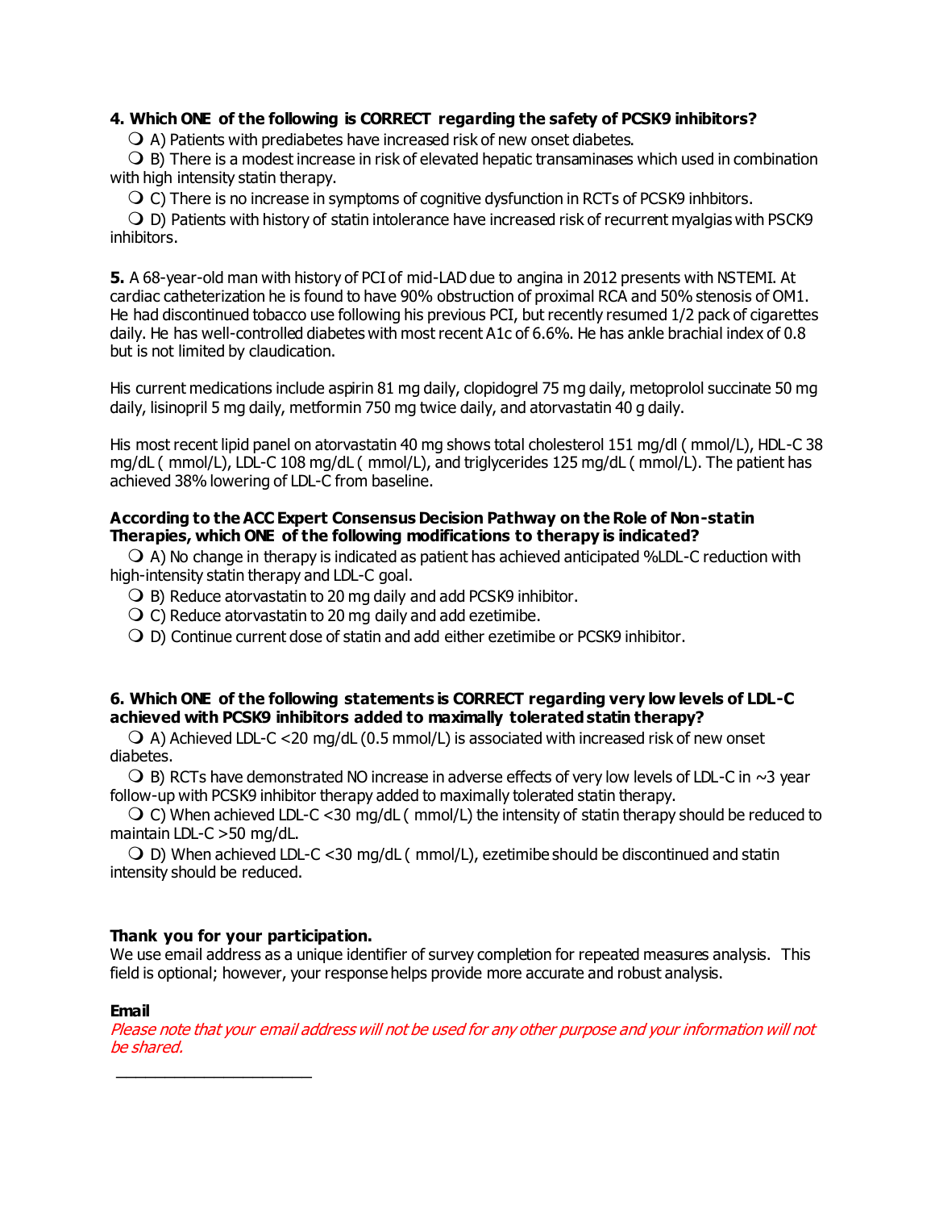**4. Which ONE of the following is CORRECT regarding the safety of PCSK9 inhibitors?**

❍ A) Patients with prediabetes have increased risk of new onset diabetes.

❍ B) There is a modest increase in risk of elevated hepatic transaminases which used in combination with high intensity statin therapy.

❍ C) There is no increase in symptoms of cognitive dysfunction in RCTs of PCSK9 inhbitors.

❍ D) Patients with history of statin intolerance have increased risk of recurrent myalgias with PSCK9 inhibitors.

**5.** A 68-year-old man with history of PCI of mid-LAD due to angina in 2012 presents with NSTEMI. At cardiac catheterization he is found to have 90% obstruction of proximal RCA and 50% stenosis of OM1. He had discontinued tobacco use following his previous PCI, but recently resumed 1/2 pack of cigarettes daily. He has well-controlled diabetes with most recent A1c of 6.6%. He has ankle brachial index of 0.8 but is not limited by claudication.

His current medications include aspirin 81 mg daily, clopidogrel 75 mg daily, metoprolol succinate 50 mg daily, lisinopril 5 mg daily, metformin 750 mg twice daily, and atorvastatin 40 g daily.

His most recent lipid panel on atorvastatin 40 mg shows total cholesterol 151 mg/dl ( mmol/L), HDL-C 38 mg/dL ( mmol/L), LDL-C 108 mg/dL ( mmol/L), and triglycerides 125 mg/dL ( mmol/L). The patient has achieved 38% lowering of LDL-C from baseline.

**According to the ACC Expert Consensus Decision Pathway on the Role of Non-statin Therapies, which ONE of the following modifications to therapy is indicated?**

❍ A) No change in therapy is indicated as patient has achieved anticipated %LDL-C reduction with high-intensity statin therapy and LDL-C goal.

❍ B) Reduce atorvastatin to 20 mg daily and add PCSK9 inhibitor.

❍ C) Reduce atorvastatin to 20 mg daily and add ezetimibe.

❍ D) Continue current dose of statin and add either ezetimibe or PCSK9 inhibitor.

**6. Which ONE of the following statements is CORRECT regarding very low levels of LDL-C achieved with PCSK9 inhibitors added to maximally tolerated statin therapy?**

❍ A) Achieved LDL-C <20 mg/dL (0.5 mmol/L) is associated with increased risk of new onset diabetes.

❍ B) RCTs have demonstrated NO increase in adverse effects of very low levels of LDL-C in ~3 year follow-up with PCSK9 inhibitor therapy added to maximally tolerated statin therapy.

❍ C) When achieved LDL-C <30 mg/dL ( mmol/L) the intensity of statin therapy should be reduced to maintain LDL-C >50 mg/dL.

❍ D) When achieved LDL-C <30 mg/dL ( mmol/L), ezetimibe should be discontinued and statin intensity should be reduced.

**Thank you for your participation.**

We use email address as a unique identifier of survey completion for repeated measures analysis. This field is optional; however, your response helps provide more accurate and robust analysis.

**Email**

*Please note that your email address will not be used for any other purpose and your information will not be shared.*

______________________